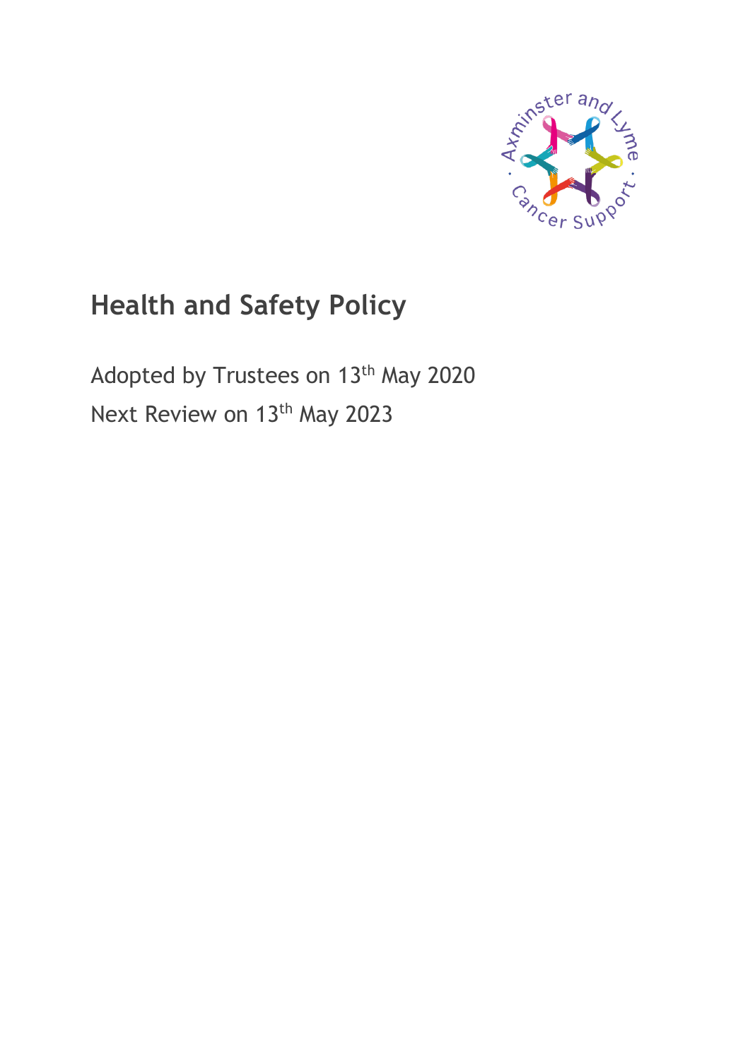# Health and Safety Policy

Adopted by Trustees on 13th May 2020

Next Review on 13th May 2023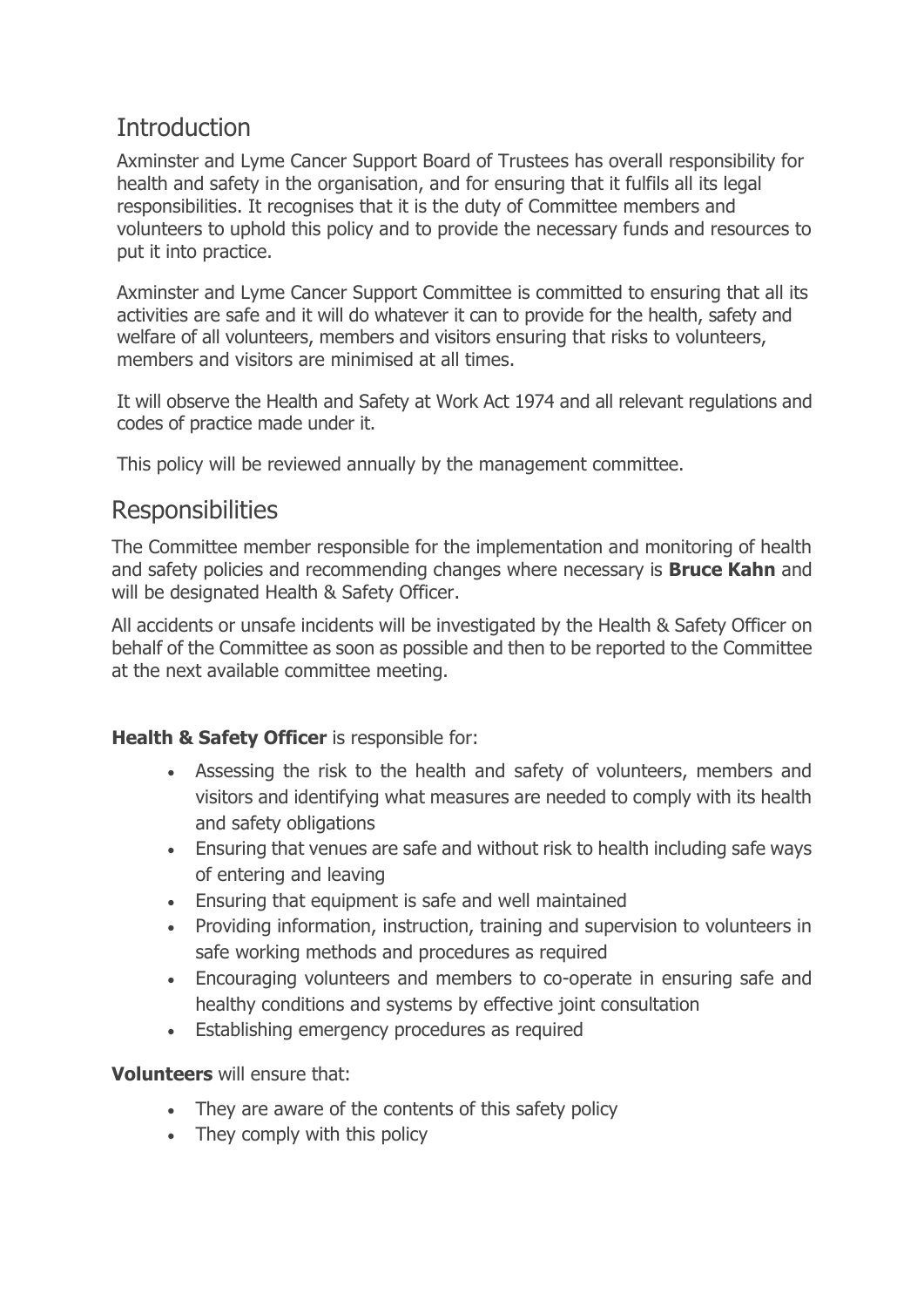## Introduction

Axminster and Lyme Cancer Support Board of Trustees has overall responsibility for health and safety in the organisation, and for ensuring that it fulfils all its legal responsibilities. It recognises that it is the duty of Committee members and volunteers to uphold this policy and to provide the necessary funds and resources to put it into practice.

Axminster and Lyme Cancer Support Committee is committed to ensuring that all its activities are safe and it will do whatever it can to provide for the health, safety and welfare of all volunteers, members and visitors ensuring that risks to volunteers, members and visitors are minimised at all times.

It will observe the Health and Safety at Work Act 1974 and all relevant regulations and codes of practice made under it.

This policy will be reviewed annually by the management committee.

## Responsibilities

The Committee member responsible for the implementation and monitoring of health and safety policies and recommending changes where necessary is **Bruce Kahn** and will be designated Health & Safety Officer.

All accidents or unsafe incidents will be investigated by the Health & Safety Officer on behalf of the Committee as soon as possible and then to be reported to the Committee at the next available committee meeting.

**Health & Safety Officer** is responsible for:

- Assessing the risk to the health and safety of volunteers, members and visitors and identifying what measures are needed to comply with its health and safety obligations
- Ensuring that venues are safe and without risk to health including safe ways of entering and leaving
- Ensuring that equipment is safe and well maintained
- Providing information, instruction, training and supervision to volunteers in safe working methods and procedures as required
- Encouraging volunteers and members to co-operate in ensuring safe and healthy conditions and systems by effective joint consultation
- Establishing emergency procedures as required

**Volunteers** will ensure that:

- They are aware of the contents of this safety policy
- They comply with this policy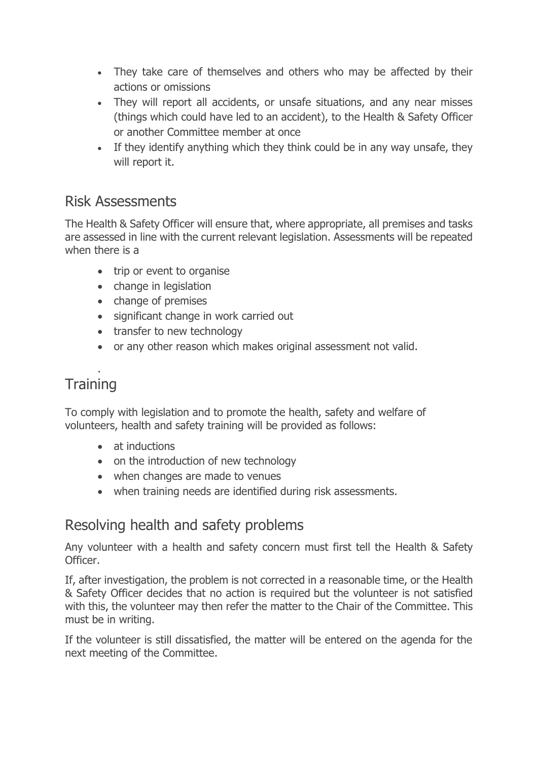- They take care of themselves and others who may be affected by their actions or omissions
- They will report all accidents, or unsafe situations, and any near misses (things which could have led to an accident), to the Health & Safety Officer or another Committee member at once
- If they identify anything which they think could be in any way unsafe, they will report it.

## Risk Assessments

The Health & Safety Officer will ensure that, where appropriate, all premises and tasks are assessed in line with the current relevant legislation. Assessments will be repeated when there is a

- trip or event to organise
- change in legislation
- change of premises
- significant change in work carried out
- transfer to new technology
- or any other reason which makes original assessment not valid.

.

## Training

To comply with legislation and to promote the health, safety and welfare of volunteers, health and safety training will be provided as follows:

- at inductions
- on the introduction of new technology
- when changes are made to venues
- when training needs are identified during risk assessments.

## Resolving health and safety problems

Any volunteer with a health and safety concern must first tell the Health & Safety Officer.

If, after investigation, the problem is not corrected in a reasonable time, or the Health & Safety Officer decides that no action is required but the volunteer is not satisfied with this, the volunteer may then refer the matter to the Chair of the Committee. This must be in writing.

If the volunteer is still dissatisfied, the matter will be entered on the agenda for the next meeting of the Committee.